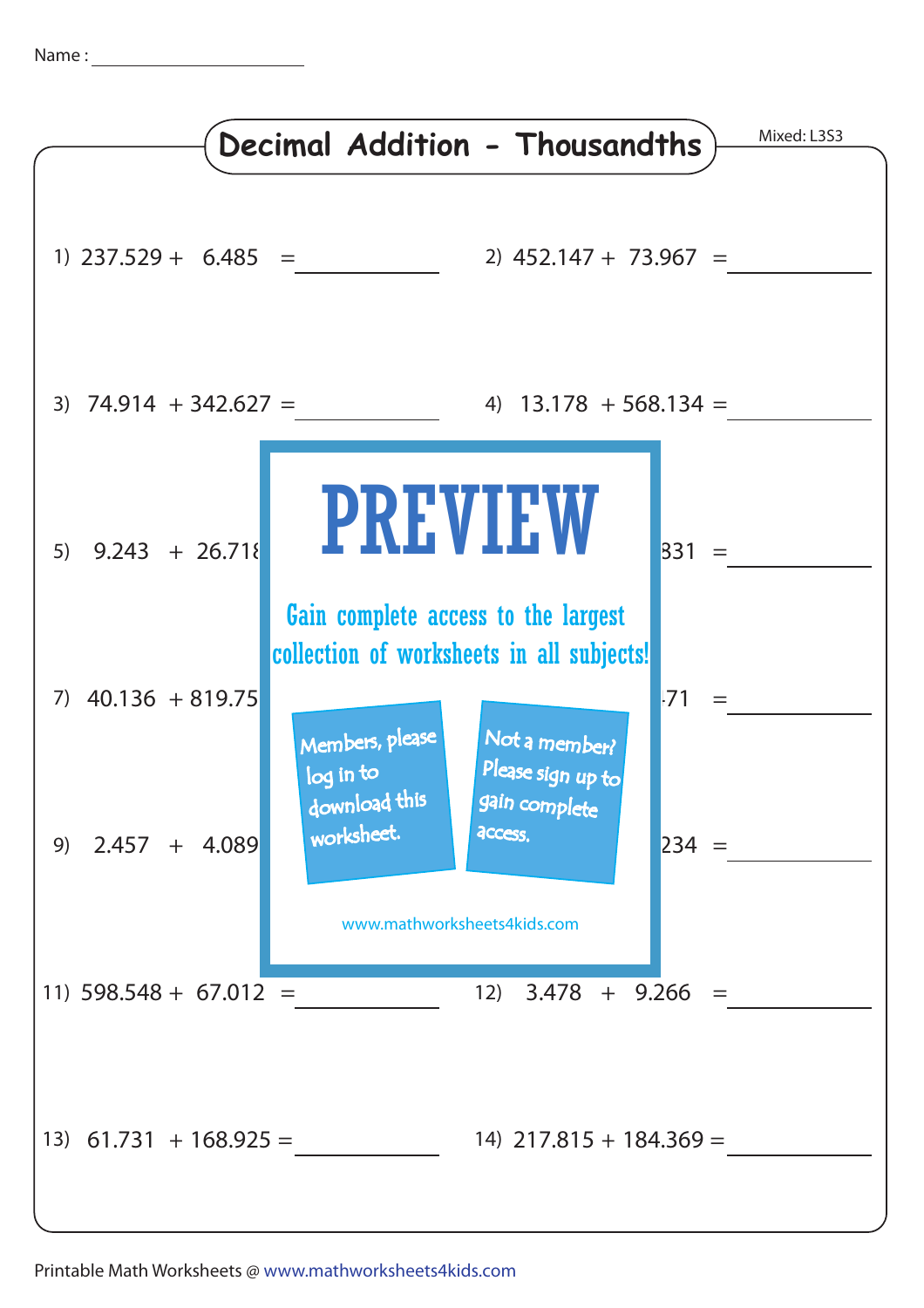Name : ______________________

# Decimal Addition - Thousandths

Mixed: L3S3

1) 237.529 + 6.485 = __________

2) 452.147 + 73.967 = __________

3) 74.914 + 342.627 = __________

4) 13.178 + 568.134 = __________

5) 9.243 + 26.718

831 = __________

PREVIEW

Gain complete access to the largest collection of worksheets in all subjects!

Members, please log in to download this worksheet.

Not a member? Please sign up to gain complete access.

www.mathworksheets4kids.com

7) 40.136 + 819.75

71 = __________

9) 2.457 + 4.089

234 = __________

11) 598.548 + 67.012 = __________

12) 3.478 + 9.266 = __________

13) 61.731 + 168.925 = __________

14) 217.815 + 184.369 = __________

Printable Math Worksheets @ www.mathworksheets4kids.com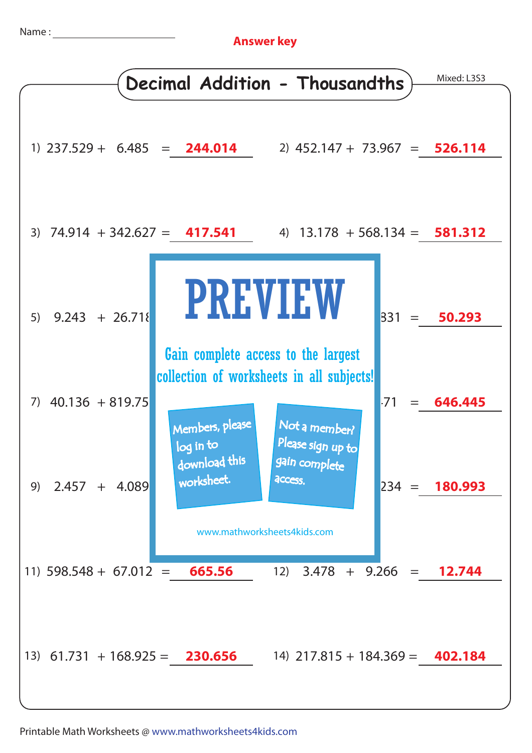Name : ____________________

**Answer key**

# Decimal Addition - Thousandths

Mixed: L3S3

1) 237.529 + 6.485 = **244.014**

2) 452.147 + 73.967 = **526.114**

3) 74.914 + 342.627 = **417.541**

4) 13.178 + 568.134 = **581.312**

5) 9.243 + 26.718

331 = **50.293**

PREVIEW

Gain complete access to the largest collection of worksheets in all subjects!

Members, please log in to download this worksheet.

Not a member? Please sign up to gain complete access.

www.mathworksheets4kids.com

7) 40.136 + 819.75

71 = **646.445**

9) 2.457 + 4.089

234 = **180.993**

11) 598.548 + 67.012 = **665.56**

12) 3.478 + 9.266 = **12.744**

13) 61.731 + 168.925 = **230.656**

14) 217.815 + 184.369 = **402.184**

Printable Math Worksheets @ www.mathworksheets4kids.com